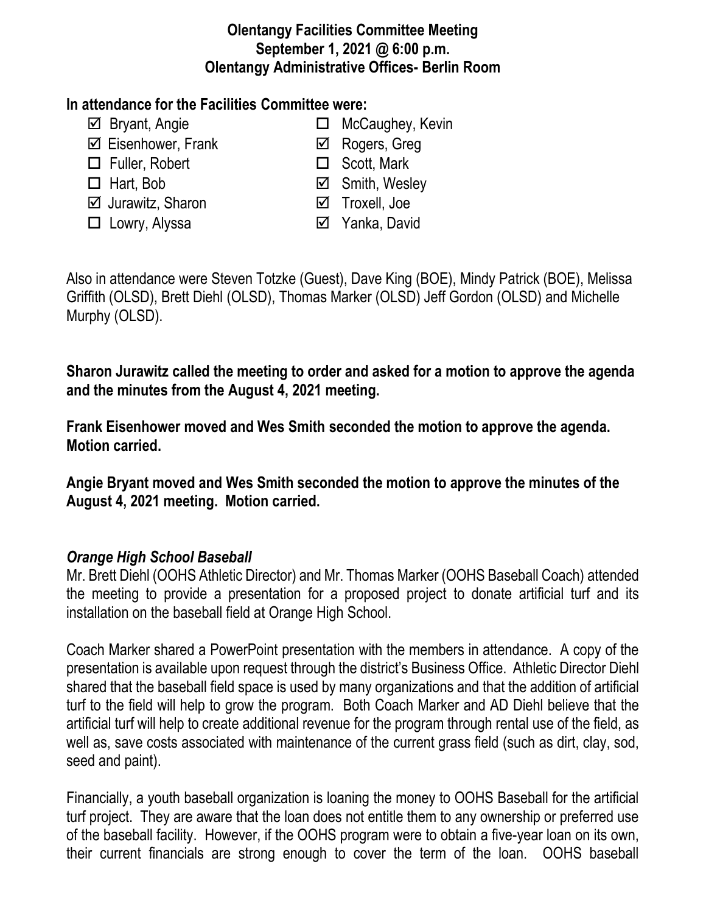# Olentangy Facilities Committee Meeting
## September 1, 2021 @ 6:00 p.m.
## Olentangy Administrative Offices- Berlin Room

**In attendance for the Facilities Committee were:**

- ☑ Bryant, Angie
- ☑ Eisenhower, Frank
- ☐ Fuller, Robert
- ☐ Hart, Bob
- ☑ Jurawitz, Sharon
- ☐ Lowry, Alyssa
- ☐ McCaughey, Kevin
- ☑ Rogers, Greg
- ☐ Scott, Mark
- ☑ Smith, Wesley
- ☑ Troxell, Joe
- ☑ Yanka, David

Also in attendance were Steven Totzke (Guest), Dave King (BOE), Mindy Patrick (BOE), Melissa Griffith (OLSD), Brett Diehl (OLSD), Thomas Marker (OLSD) Jeff Gordon (OLSD) and Michelle Murphy (OLSD).

**Sharon Jurawitz called the meeting to order and asked for a motion to approve the agenda and the minutes from the August 4, 2021 meeting.**

**Frank Eisenhower moved and Wes Smith seconded the motion to approve the agenda. Motion carried.**

**Angie Bryant moved and Wes Smith seconded the motion to approve the minutes of the August 4, 2021 meeting. Motion carried.**

### *Orange High School Baseball*

Mr. Brett Diehl (OOHS Athletic Director) and Mr. Thomas Marker (OOHS Baseball Coach) attended the meeting to provide a presentation for a proposed project to donate artificial turf and its installation on the baseball field at Orange High School.

Coach Marker shared a PowerPoint presentation with the members in attendance. A copy of the presentation is available upon request through the district's Business Office. Athletic Director Diehl shared that the baseball field space is used by many organizations and that the addition of artificial turf to the field will help to grow the program. Both Coach Marker and AD Diehl believe that the artificial turf will help to create additional revenue for the program through rental use of the field, as well as, save costs associated with maintenance of the current grass field (such as dirt, clay, sod, seed and paint).

Financially, a youth baseball organization is loaning the money to OOHS Baseball for the artificial turf project. They are aware that the loan does not entitle them to any ownership or preferred use of the baseball facility. However, if the OOHS program were to obtain a five-year loan on its own, their current financials are strong enough to cover the term of the loan. OOHS baseball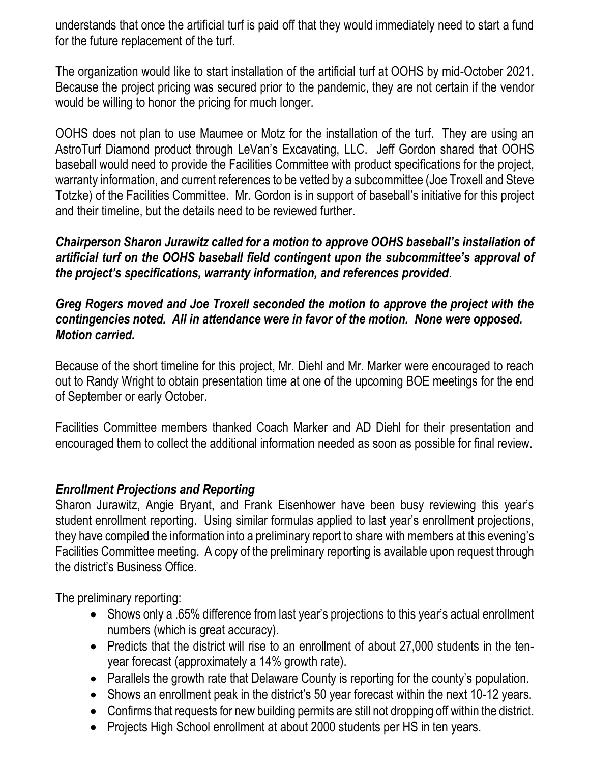understands that once the artificial turf is paid off that they would immediately need to start a fund for the future replacement of the turf.

The organization would like to start installation of the artificial turf at OOHS by mid-October 2021. Because the project pricing was secured prior to the pandemic, they are not certain if the vendor would be willing to honor the pricing for much longer.

OOHS does not plan to use Maumee or Motz for the installation of the turf. They are using an AstroTurf Diamond product through LeVan's Excavating, LLC. Jeff Gordon shared that OOHS baseball would need to provide the Facilities Committee with product specifications for the project, warranty information, and current references to be vetted by a subcommittee (Joe Troxell and Steve Totzke) of the Facilities Committee. Mr. Gordon is in support of baseball's initiative for this project and their timeline, but the details need to be reviewed further.

***Chairperson Sharon Jurawitz called for a motion to approve OOHS baseball's installation of artificial turf on the OOHS baseball field contingent upon the subcommittee's approval of the project's specifications, warranty information, and references provided***.

***Greg Rogers moved and Joe Troxell seconded the motion to approve the project with the contingencies noted. All in attendance were in favor of the motion. None were opposed. Motion carried.***

Because of the short timeline for this project, Mr. Diehl and Mr. Marker were encouraged to reach out to Randy Wright to obtain presentation time at one of the upcoming BOE meetings for the end of September or early October.

Facilities Committee members thanked Coach Marker and AD Diehl for their presentation and encouraged them to collect the additional information needed as soon as possible for final review.

### *Enrollment Projections and Reporting*

Sharon Jurawitz, Angie Bryant, and Frank Eisenhower have been busy reviewing this year's student enrollment reporting. Using similar formulas applied to last year's enrollment projections, they have compiled the information into a preliminary report to share with members at this evening's Facilities Committee meeting. A copy of the preliminary reporting is available upon request through the district's Business Office.

The preliminary reporting:

- Shows only a .65% difference from last year's projections to this year's actual enrollment numbers (which is great accuracy).
- Predicts that the district will rise to an enrollment of about 27,000 students in the ten-year forecast (approximately a 14% growth rate).
- Parallels the growth rate that Delaware County is reporting for the county's population.
- Shows an enrollment peak in the district's 50 year forecast within the next 10-12 years.
- Confirms that requests for new building permits are still not dropping off within the district.
- Projects High School enrollment at about 2000 students per HS in ten years.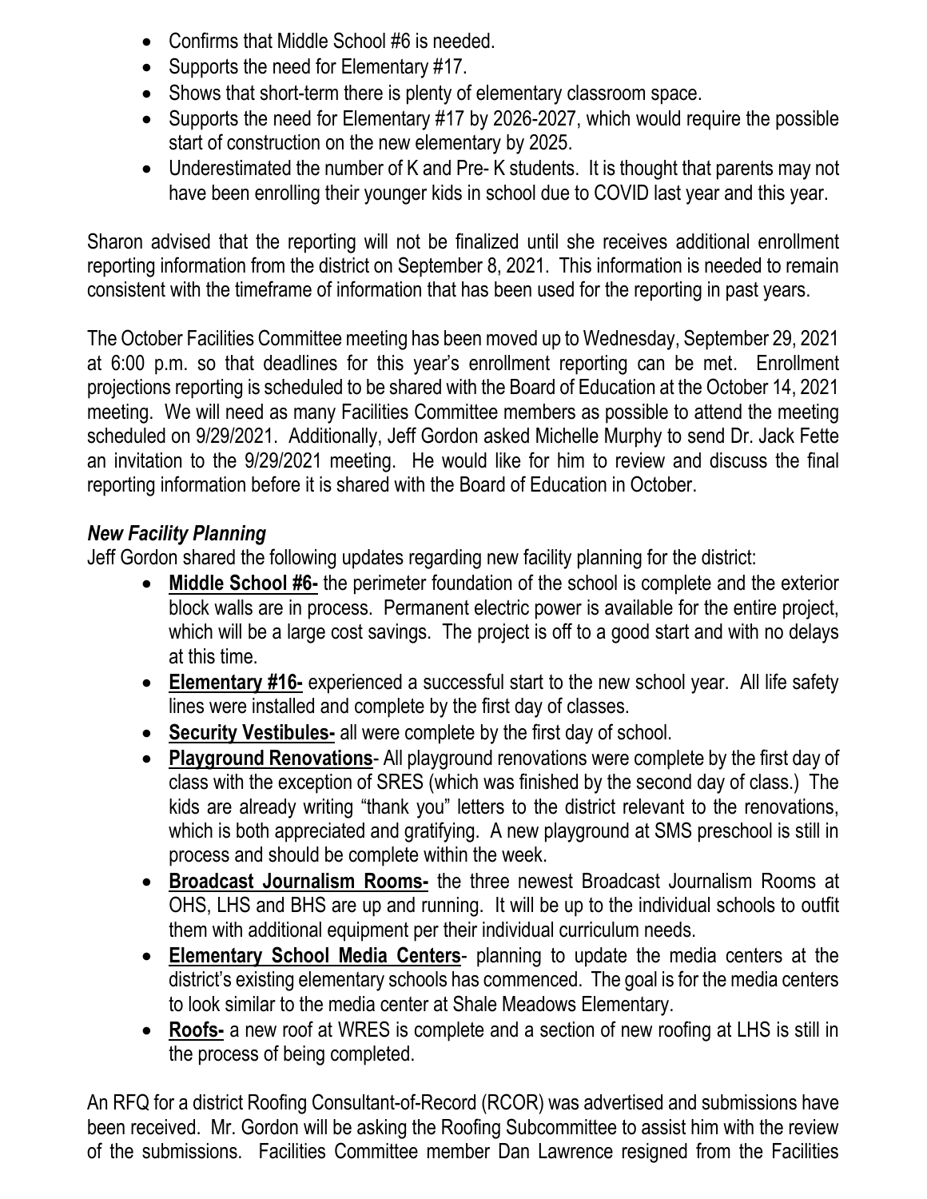- Confirms that Middle School #6 is needed.
- Supports the need for Elementary #17.
- Shows that short-term there is plenty of elementary classroom space.
- Supports the need for Elementary #17 by 2026-2027, which would require the possible start of construction on the new elementary by 2025.
- Underestimated the number of K and Pre- K students. It is thought that parents may not have been enrolling their younger kids in school due to COVID last year and this year.

Sharon advised that the reporting will not be finalized until she receives additional enrollment reporting information from the district on September 8, 2021. This information is needed to remain consistent with the timeframe of information that has been used for the reporting in past years.

The October Facilities Committee meeting has been moved up to Wednesday, September 29, 2021 at 6:00 p.m. so that deadlines for this year's enrollment reporting can be met. Enrollment projections reporting is scheduled to be shared with the Board of Education at the October 14, 2021 meeting. We will need as many Facilities Committee members as possible to attend the meeting scheduled on 9/29/2021. Additionally, Jeff Gordon asked Michelle Murphy to send Dr. Jack Fette an invitation to the 9/29/2021 meeting. He would like for him to review and discuss the final reporting information before it is shared with the Board of Education in October.

### *New Facility Planning*

Jeff Gordon shared the following updates regarding new facility planning for the district:

- **Middle School #6-** the perimeter foundation of the school is complete and the exterior block walls are in process. Permanent electric power is available for the entire project, which will be a large cost savings. The project is off to a good start and with no delays at this time.
- **Elementary #16-** experienced a successful start to the new school year. All life safety lines were installed and complete by the first day of classes.
- **Security Vestibules-** all were complete by the first day of school.
- **Playground Renovations**- All playground renovations were complete by the first day of class with the exception of SRES (which was finished by the second day of class.) The kids are already writing "thank you" letters to the district relevant to the renovations, which is both appreciated and gratifying. A new playground at SMS preschool is still in process and should be complete within the week.
- **Broadcast Journalism Rooms-** the three newest Broadcast Journalism Rooms at OHS, LHS and BHS are up and running. It will be up to the individual schools to outfit them with additional equipment per their individual curriculum needs.
- **Elementary School Media Centers**- planning to update the media centers at the district's existing elementary schools has commenced. The goal is for the media centers to look similar to the media center at Shale Meadows Elementary.
- **Roofs-** a new roof at WRES is complete and a section of new roofing at LHS is still in the process of being completed.

An RFQ for a district Roofing Consultant-of-Record (RCOR) was advertised and submissions have been received. Mr. Gordon will be asking the Roofing Subcommittee to assist him with the review of the submissions. Facilities Committee member Dan Lawrence resigned from the Facilities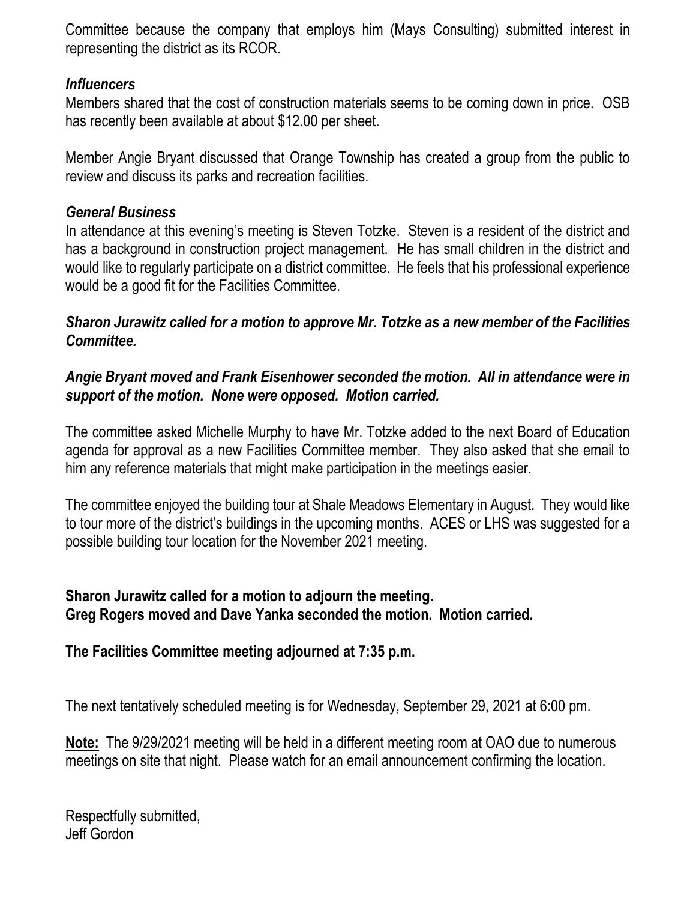Committee because the company that employs him (Mays Consulting) submitted interest in representing the district as its RCOR.

### *Influencers*

Members shared that the cost of construction materials seems to be coming down in price. OSB has recently been available at about $12.00 per sheet.

Member Angie Bryant discussed that Orange Township has created a group from the public to review and discuss its parks and recreation facilities.

### *General Business*

In attendance at this evening's meeting is Steven Totzke. Steven is a resident of the district and has a background in construction project management. He has small children in the district and would like to regularly participate on a district committee. He feels that his professional experience would be a good fit for the Facilities Committee.

***Sharon Jurawitz called for a motion to approve Mr. Totzke as a new member of the Facilities Committee.***

***Angie Bryant moved and Frank Eisenhower seconded the motion. All in attendance were in support of the motion. None were opposed. Motion carried.***

The committee asked Michelle Murphy to have Mr. Totzke added to the next Board of Education agenda for approval as a new Facilities Committee member. They also asked that she email to him any reference materials that might make participation in the meetings easier.

The committee enjoyed the building tour at Shale Meadows Elementary in August. They would like to tour more of the district's buildings in the upcoming months. ACES or LHS was suggested for a possible building tour location for the November 2021 meeting.

**Sharon Jurawitz called for a motion to adjourn the meeting.**
**Greg Rogers moved and Dave Yanka seconded the motion. Motion carried.**

**The Facilities Committee meeting adjourned at 7:35 p.m.**

The next tentatively scheduled meeting is for Wednesday, September 29, 2021 at 6:00 pm.

**Note:** The 9/29/2021 meeting will be held in a different meeting room at OAO due to numerous meetings on site that night. Please watch for an email announcement confirming the location.

Respectfully submitted,
Jeff Gordon